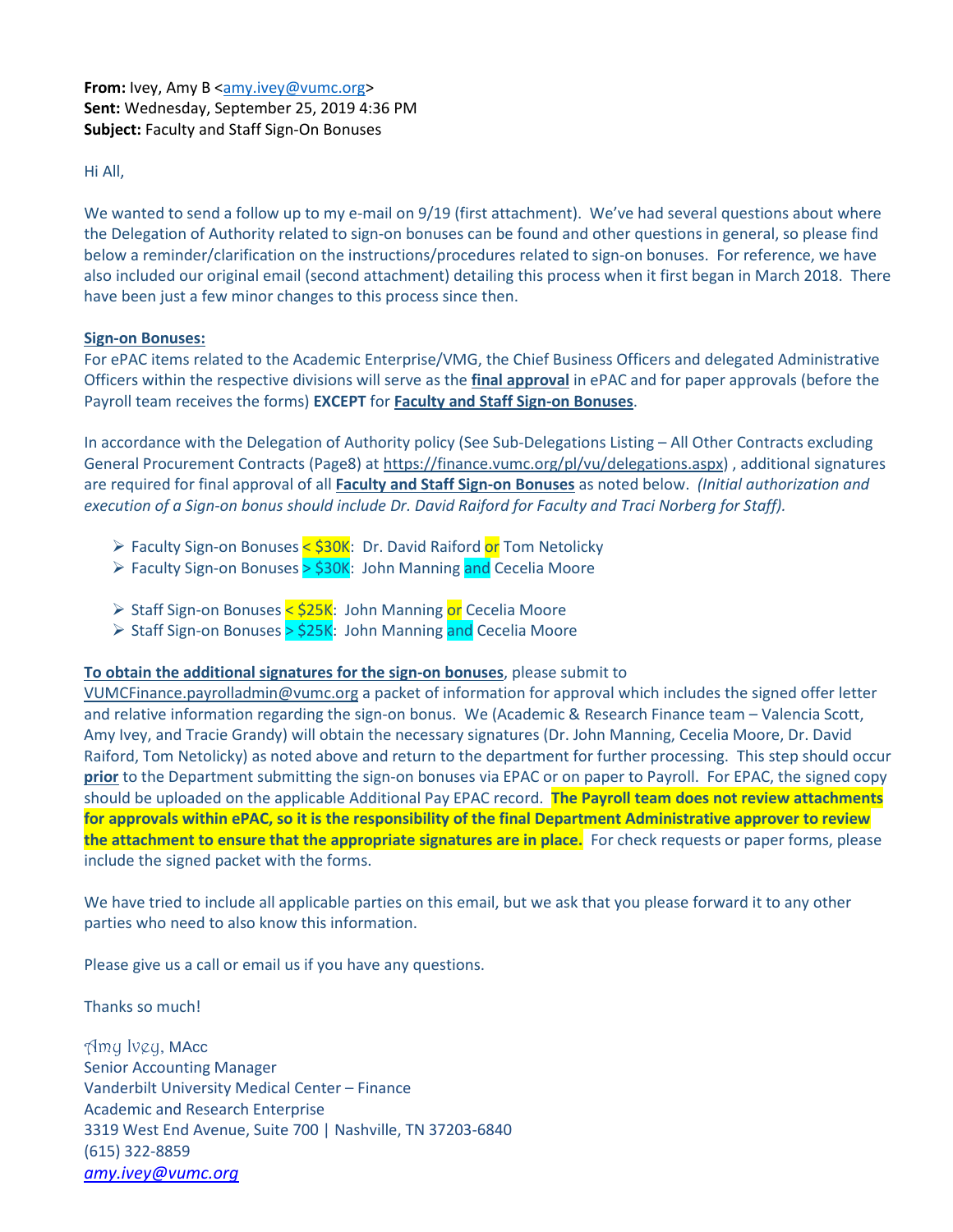**From:** Ivey, Amy B <amy.ivey@vumc.org>
**Sent:** Wednesday, September 25, 2019 4:36 PM
**Subject:** Faculty and Staff Sign-On Bonuses

Hi All,

We wanted to send a follow up to my e-mail on 9/19 (first attachment). We've had several questions about where the Delegation of Authority related to sign-on bonuses can be found and other questions in general, so please find below a reminder/clarification on the instructions/procedures related to sign-on bonuses. For reference, we have also included our original email (second attachment) detailing this process when it first began in March 2018. There have been just a few minor changes to this process since then.

**Sign-on Bonuses:**
For ePAC items related to the Academic Enterprise/VMG, the Chief Business Officers and delegated Administrative Officers within the respective divisions will serve as the **final approval** in ePAC and for paper approvals (before the Payroll team receives the forms) **EXCEPT** for **Faculty and Staff Sign-on Bonuses**.

In accordance with the Delegation of Authority policy (See Sub-Delegations Listing – All Other Contracts excluding General Procurement Contracts (Page8) at https://finance.vumc.org/pl/vu/delegations.aspx) , additional signatures are required for final approval of all **Faculty and Staff Sign-on Bonuses** as noted below. *(Initial authorization and execution of a Sign-on bonus should include Dr. David Raiford for Faculty and Traci Norberg for Staff).*

- Faculty Sign-on Bonuses < $30K: Dr. David Raiford or Tom Netolicky
- Faculty Sign-on Bonuses > $30K: John Manning and Cecelia Moore

- Staff Sign-on Bonuses < $25K: John Manning or Cecelia Moore
- Staff Sign-on Bonuses > $25K: John Manning and Cecelia Moore

**To obtain the additional signatures for the sign-on bonuses**, please submit to VUMCFinance.payrolladmin@vumc.org a packet of information for approval which includes the signed offer letter and relative information regarding the sign-on bonus. We (Academic & Research Finance team – Valencia Scott, Amy Ivey, and Tracie Grandy) will obtain the necessary signatures (Dr. John Manning, Cecelia Moore, Dr. David Raiford, Tom Netolicky) as noted above and return to the department for further processing. This step should occur **prior** to the Department submitting the sign-on bonuses via EPAC or on paper to Payroll. For EPAC, the signed copy should be uploaded on the applicable Additional Pay EPAC record. **The Payroll team does not review attachments for approvals within ePAC, so it is the responsibility of the final Department Administrative approver to review the attachment to ensure that the appropriate signatures are in place.** For check requests or paper forms, please include the signed packet with the forms.

We have tried to include all applicable parties on this email, but we ask that you please forward it to any other parties who need to also know this information.

Please give us a call or email us if you have any questions.

Thanks so much!

Amy Ivey, MAcc
Senior Accounting Manager
Vanderbilt University Medical Center – Finance
Academic and Research Enterprise
3319 West End Avenue, Suite 700 | Nashville, TN 37203-6840
(615) 322-8859
*amy.ivey@vumc.org*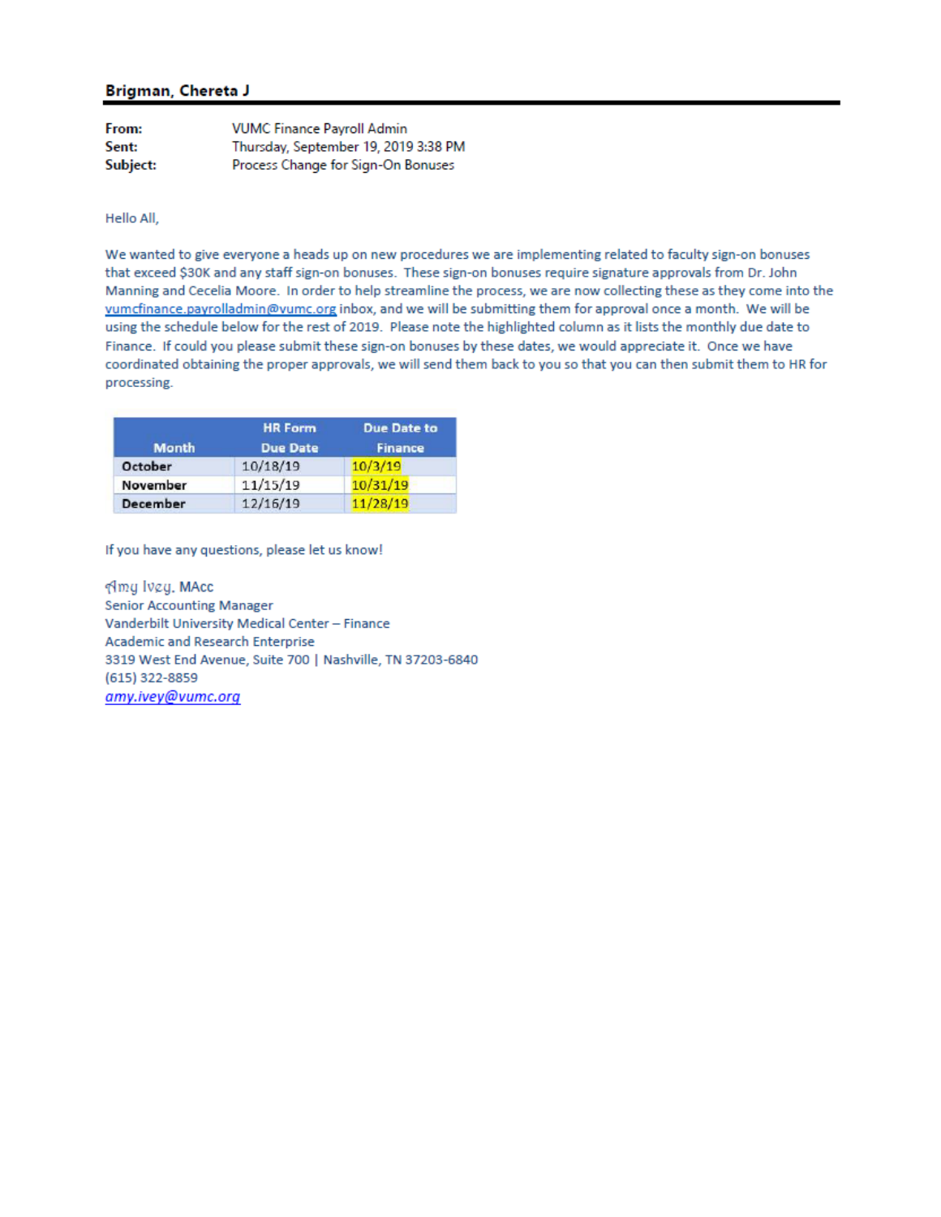**Brigman, Chereta J**

---

**From:** VUMC Finance Payroll Admin
**Sent:** Thursday, September 19, 2019 3:38 PM
**Subject:** Process Change for Sign-On Bonuses

Hello All,

We wanted to give everyone a heads up on new procedures we are implementing related to faculty sign-on bonuses that exceed $30K and any staff sign-on bonuses. These sign-on bonuses require signature approvals from Dr. John Manning and Cecelia Moore. In order to help streamline the process, we are now collecting these as they come into the vumcfinance.payrolladmin@vumc.org inbox, and we will be submitting them for approval once a month. We will be using the schedule below for the rest of 2019. Please note the highlighted column as it lists the monthly due date to Finance. If could you please submit these sign-on bonuses by these dates, we would appreciate it. Once we have coordinated obtaining the proper approvals, we will send them back to you so that you can then submit them to HR for processing.

| Month | HR Form Due Date | Due Date to Finance |
|---|---|---|
| **October** | 10/18/19 | 10/3/19 |
| **November** | 11/15/19 | 10/31/19 |
| **December** | 12/16/19 | 11/28/19 |

If you have any questions, please let us know!

Amy Ivey, MAcc
Senior Accounting Manager
Vanderbilt University Medical Center – Finance
Academic and Research Enterprise
3319 West End Avenue, Suite 700 | Nashville, TN 37203-6840
(615) 322-8859
amy.ivey@vumc.org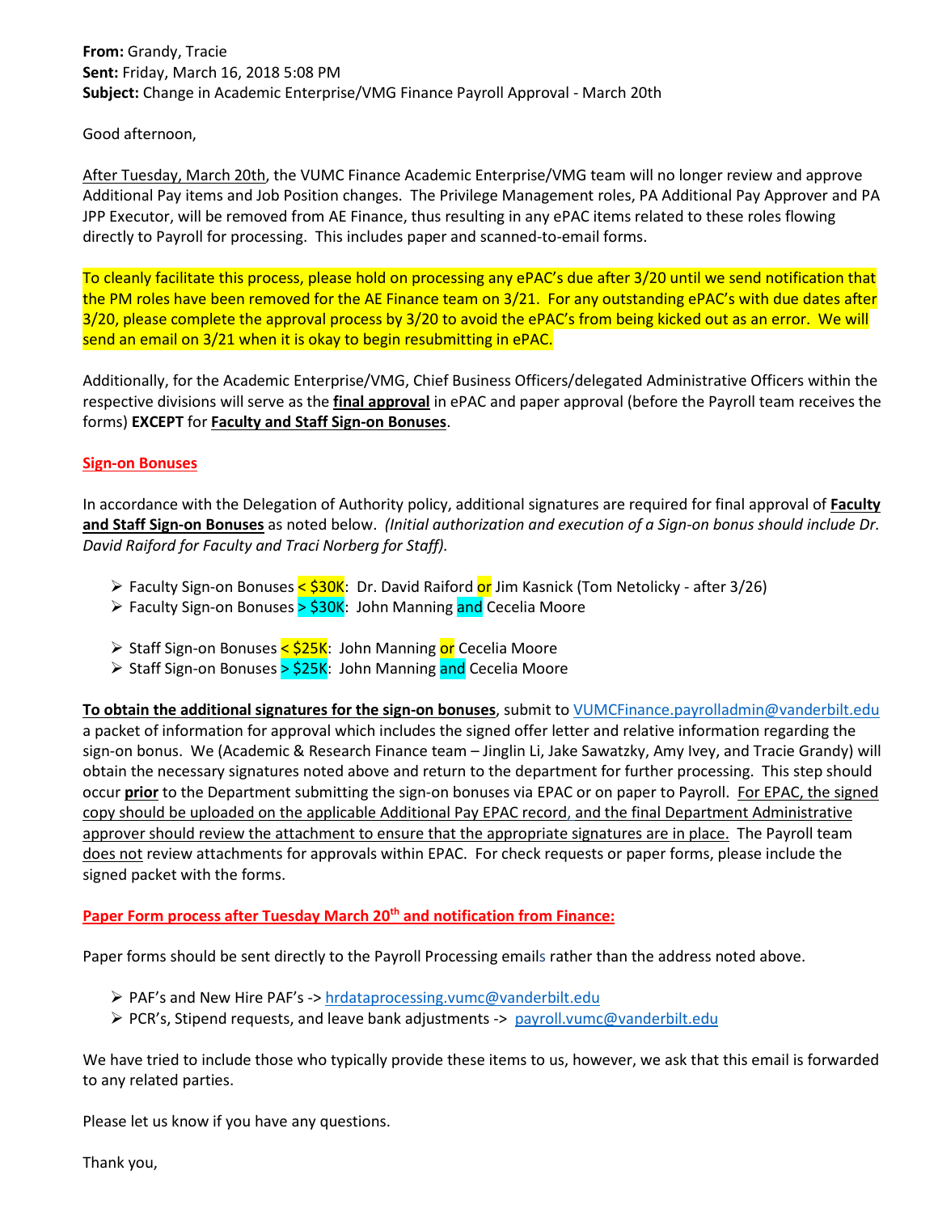**From:** Grandy, Tracie
**Sent:** Friday, March 16, 2018 5:08 PM
**Subject:** Change in Academic Enterprise/VMG Finance Payroll Approval - March 20th

Good afternoon,

After Tuesday, March 20th, the VUMC Finance Academic Enterprise/VMG team will no longer review and approve Additional Pay items and Job Position changes. The Privilege Management roles, PA Additional Pay Approver and PA JPP Executor, will be removed from AE Finance, thus resulting in any ePAC items related to these roles flowing directly to Payroll for processing. This includes paper and scanned-to-email forms.

To cleanly facilitate this process, please hold on processing any ePAC's due after 3/20 until we send notification that the PM roles have been removed for the AE Finance team on 3/21. For any outstanding ePAC's with due dates after 3/20, please complete the approval process by 3/20 to avoid the ePAC's from being kicked out as an error. We will send an email on 3/21 when it is okay to begin resubmitting in ePAC.

Additionally, for the Academic Enterprise/VMG, Chief Business Officers/delegated Administrative Officers within the respective divisions will serve as the **final approval** in ePAC and paper approval (before the Payroll team receives the forms) **EXCEPT** for **Faculty and Staff Sign-on Bonuses**.

**Sign-on Bonuses**

In accordance with the Delegation of Authority policy, additional signatures are required for final approval of **Faculty and Staff Sign-on Bonuses** as noted below. *(Initial authorization and execution of a Sign-on bonus should include Dr. David Raiford for Faculty and Traci Norberg for Staff).*

- Faculty Sign-on Bonuses < $30K: Dr. David Raiford or Jim Kasnick (Tom Netolicky - after 3/26)
- Faculty Sign-on Bonuses > $30K: John Manning and Cecelia Moore

- Staff Sign-on Bonuses < $25K: John Manning or Cecelia Moore
- Staff Sign-on Bonuses > $25K: John Manning and Cecelia Moore

**To obtain the additional signatures for the sign-on bonuses**, submit to VUMCFinance.payrolladmin@vanderbilt.edu a packet of information for approval which includes the signed offer letter and relative information regarding the sign-on bonus. We (Academic & Research Finance team – Jinglin Li, Jake Sawatzky, Amy Ivey, and Tracie Grandy) will obtain the necessary signatures noted above and return to the department for further processing. This step should occur **prior** to the Department submitting the sign-on bonuses via EPAC or on paper to Payroll. For EPAC, the signed copy should be uploaded on the applicable Additional Pay EPAC record, and the final Department Administrative approver should review the attachment to ensure that the appropriate signatures are in place. The Payroll team does not review attachments for approvals within EPAC. For check requests or paper forms, please include the signed packet with the forms.

**Paper Form process after Tuesday March 20th and notification from Finance:**

Paper forms should be sent directly to the Payroll Processing emails rather than the address noted above.

- PAF's and New Hire PAF's -> hrdataprocessing.vumc@vanderbilt.edu
- PCR's, Stipend requests, and leave bank adjustments -> payroll.vumc@vanderbilt.edu

We have tried to include those who typically provide these items to us, however, we ask that this email is forwarded to any related parties.

Please let us know if you have any questions.

Thank you,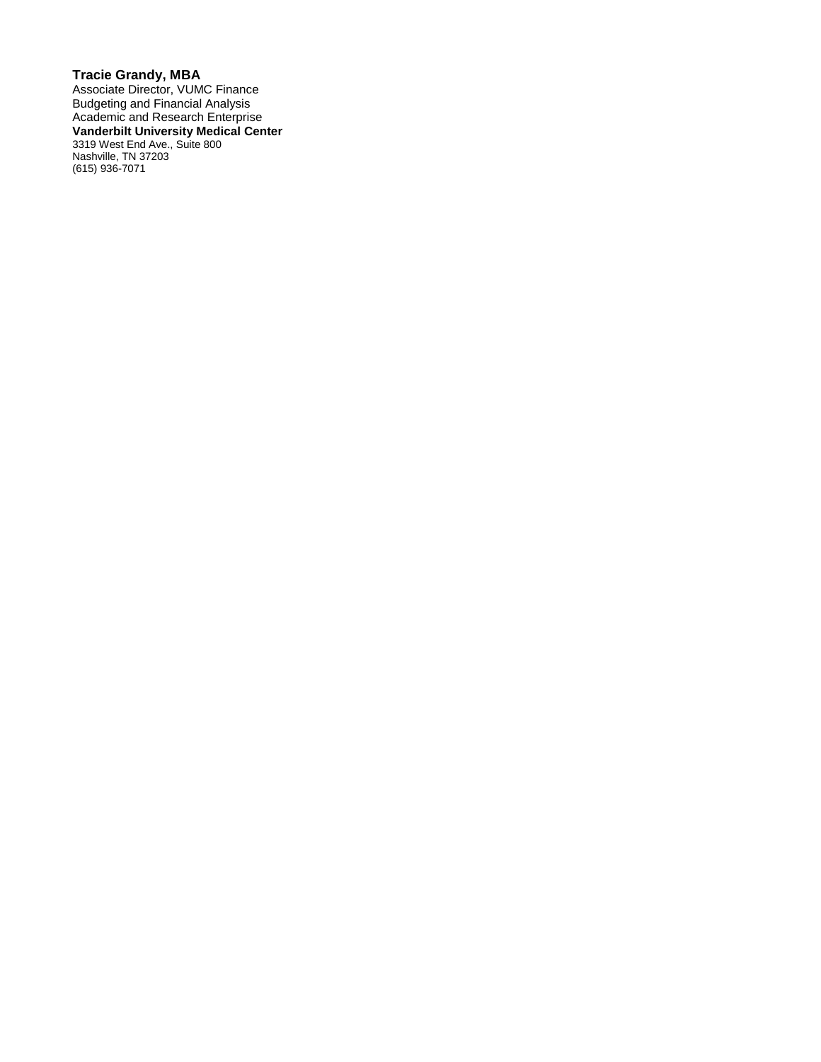**Tracie Grandy, MBA**
Associate Director, VUMC Finance
Budgeting and Financial Analysis
Academic and Research Enterprise
**Vanderbilt University Medical Center**
3319 West End Ave., Suite 800
Nashville, TN 37203
(615) 936-7071